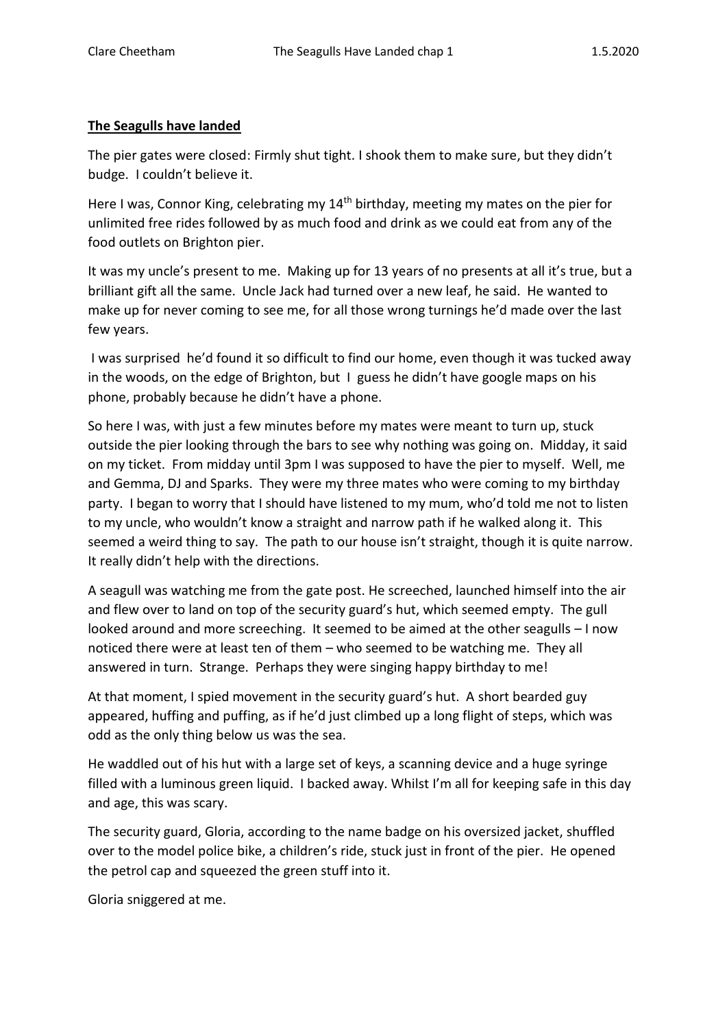**The Seagulls have landed**

The pier gates were closed: Firmly shut tight. I shook them to make sure, but they didn't budge. I couldn't believe it.

Here I was, Connor King, celebrating my 14th birthday, meeting my mates on the pier for unlimited free rides followed by as much food and drink as we could eat from any of the food outlets on Brighton pier.

It was my uncle's present to me. Making up for 13 years of no presents at all it's true, but a brilliant gift all the same. Uncle Jack had turned over a new leaf, he said. He wanted to make up for never coming to see me, for all those wrong turnings he'd made over the last few years.

I was surprised he'd found it so difficult to find our home, even though it was tucked away in the woods, on the edge of Brighton, but I guess he didn't have google maps on his phone, probably because he didn't have a phone.

So here I was, with just a few minutes before my mates were meant to turn up, stuck outside the pier looking through the bars to see why nothing was going on. Midday, it said on my ticket. From midday until 3pm I was supposed to have the pier to myself. Well, me and Gemma, DJ and Sparks. They were my three mates who were coming to my birthday party. I began to worry that I should have listened to my mum, who'd told me not to listen to my uncle, who wouldn't know a straight and narrow path if he walked along it. This seemed a weird thing to say. The path to our house isn't straight, though it is quite narrow. It really didn't help with the directions.

A seagull was watching me from the gate post. He screeched, launched himself into the air and flew over to land on top of the security guard's hut, which seemed empty. The gull looked around and more screeching. It seemed to be aimed at the other seagulls – I now noticed there were at least ten of them – who seemed to be watching me. They all answered in turn. Strange. Perhaps they were singing happy birthday to me!

At that moment, I spied movement in the security guard's hut. A short bearded guy appeared, huffing and puffing, as if he'd just climbed up a long flight of steps, which was odd as the only thing below us was the sea.

He waddled out of his hut with a large set of keys, a scanning device and a huge syringe filled with a luminous green liquid. I backed away. Whilst I'm all for keeping safe in this day and age, this was scary.

The security guard, Gloria, according to the name badge on his oversized jacket, shuffled over to the model police bike, a children's ride, stuck just in front of the pier. He opened the petrol cap and squeezed the green stuff into it.

Gloria sniggered at me.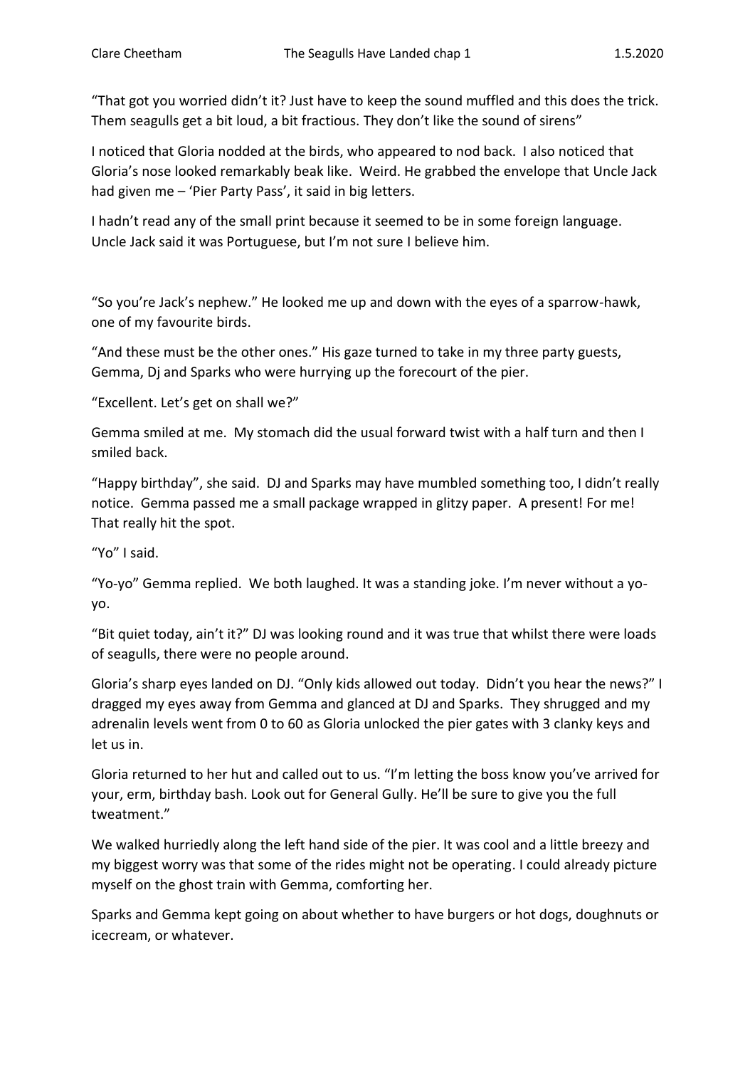"That got you worried didn't it? Just have to keep the sound muffled and this does the trick. Them seagulls get a bit loud, a bit fractious. They don't like the sound of sirens"

I noticed that Gloria nodded at the birds, who appeared to nod back. I also noticed that Gloria's nose looked remarkably beak like. Weird. He grabbed the envelope that Uncle Jack had given me – 'Pier Party Pass', it said in big letters.

I hadn't read any of the small print because it seemed to be in some foreign language. Uncle Jack said it was Portuguese, but I'm not sure I believe him.

"So you're Jack's nephew." He looked me up and down with the eyes of a sparrow-hawk, one of my favourite birds.

"And these must be the other ones." His gaze turned to take in my three party guests, Gemma, Dj and Sparks who were hurrying up the forecourt of the pier.

"Excellent. Let's get on shall we?"

Gemma smiled at me. My stomach did the usual forward twist with a half turn and then I smiled back.

"Happy birthday", she said. DJ and Sparks may have mumbled something too, I didn't really notice. Gemma passed me a small package wrapped in glitzy paper. A present! For me! That really hit the spot.

"Yo" I said.

"Yo-yo" Gemma replied. We both laughed. It was a standing joke. I'm never without a yo-yo.

"Bit quiet today, ain't it?" DJ was looking round and it was true that whilst there were loads of seagulls, there were no people around.

Gloria's sharp eyes landed on DJ. "Only kids allowed out today. Didn't you hear the news?" I dragged my eyes away from Gemma and glanced at DJ and Sparks. They shrugged and my adrenalin levels went from 0 to 60 as Gloria unlocked the pier gates with 3 clanky keys and let us in.

Gloria returned to her hut and called out to us. "I'm letting the boss know you've arrived for your, erm, birthday bash. Look out for General Gully. He'll be sure to give you the full tweatment."

We walked hurriedly along the left hand side of the pier. It was cool and a little breezy and my biggest worry was that some of the rides might not be operating. I could already picture myself on the ghost train with Gemma, comforting her.

Sparks and Gemma kept going on about whether to have burgers or hot dogs, doughnuts or icecream, or whatever.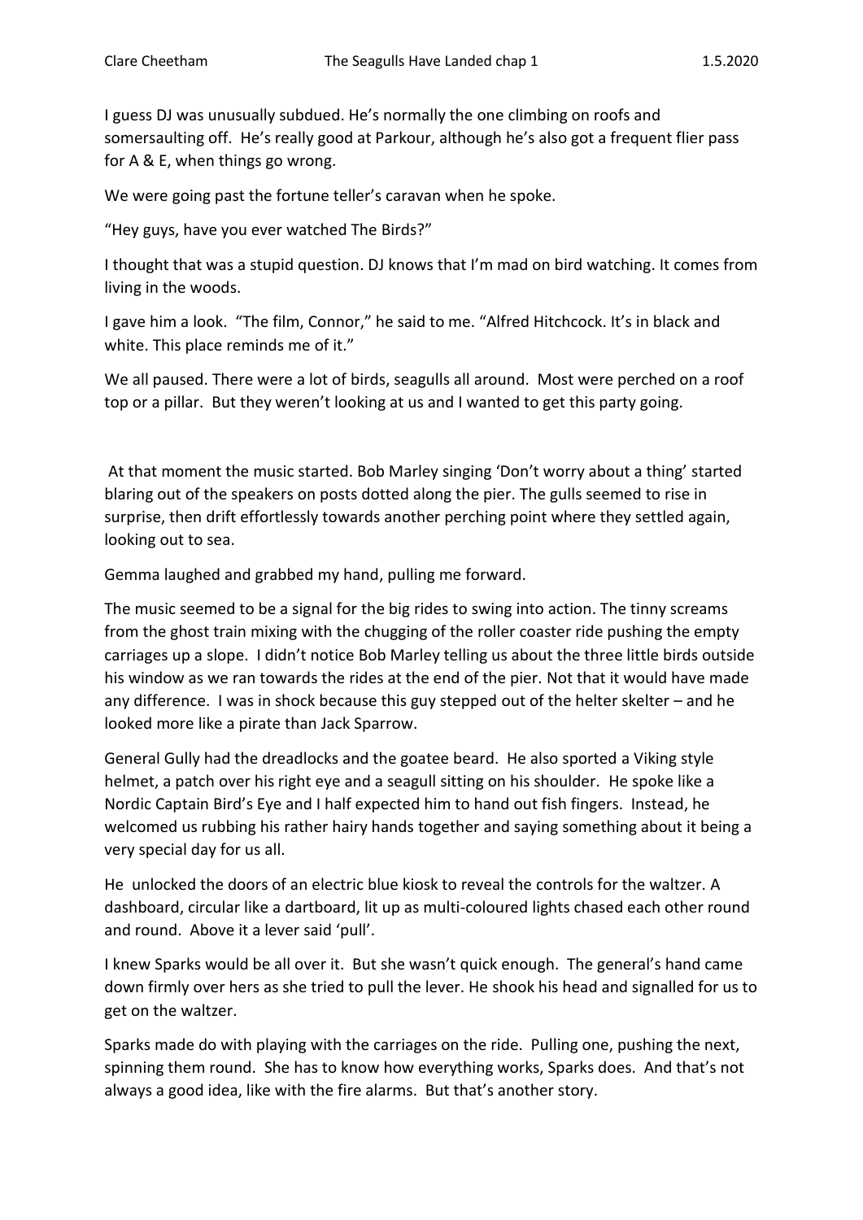I guess DJ was unusually subdued. He's normally the one climbing on roofs and somersaulting off. He's really good at Parkour, although he's also got a frequent flier pass for A & E, when things go wrong.

We were going past the fortune teller's caravan when he spoke.

"Hey guys, have you ever watched The Birds?"

I thought that was a stupid question. DJ knows that I'm mad on bird watching. It comes from living in the woods.

I gave him a look. "The film, Connor," he said to me. "Alfred Hitchcock. It's in black and white. This place reminds me of it."

We all paused. There were a lot of birds, seagulls all around. Most were perched on a roof top or a pillar. But they weren't looking at us and I wanted to get this party going.

At that moment the music started. Bob Marley singing 'Don't worry about a thing' started blaring out of the speakers on posts dotted along the pier. The gulls seemed to rise in surprise, then drift effortlessly towards another perching point where they settled again, looking out to sea.

Gemma laughed and grabbed my hand, pulling me forward.

The music seemed to be a signal for the big rides to swing into action. The tinny screams from the ghost train mixing with the chugging of the roller coaster ride pushing the empty carriages up a slope. I didn't notice Bob Marley telling us about the three little birds outside his window as we ran towards the rides at the end of the pier. Not that it would have made any difference. I was in shock because this guy stepped out of the helter skelter – and he looked more like a pirate than Jack Sparrow.

General Gully had the dreadlocks and the goatee beard. He also sported a Viking style helmet, a patch over his right eye and a seagull sitting on his shoulder. He spoke like a Nordic Captain Bird's Eye and I half expected him to hand out fish fingers. Instead, he welcomed us rubbing his rather hairy hands together and saying something about it being a very special day for us all.

He unlocked the doors of an electric blue kiosk to reveal the controls for the waltzer. A dashboard, circular like a dartboard, lit up as multi-coloured lights chased each other round and round. Above it a lever said 'pull'.

I knew Sparks would be all over it. But she wasn't quick enough. The general's hand came down firmly over hers as she tried to pull the lever. He shook his head and signalled for us to get on the waltzer.

Sparks made do with playing with the carriages on the ride. Pulling one, pushing the next, spinning them round. She has to know how everything works, Sparks does. And that's not always a good idea, like with the fire alarms. But that's another story.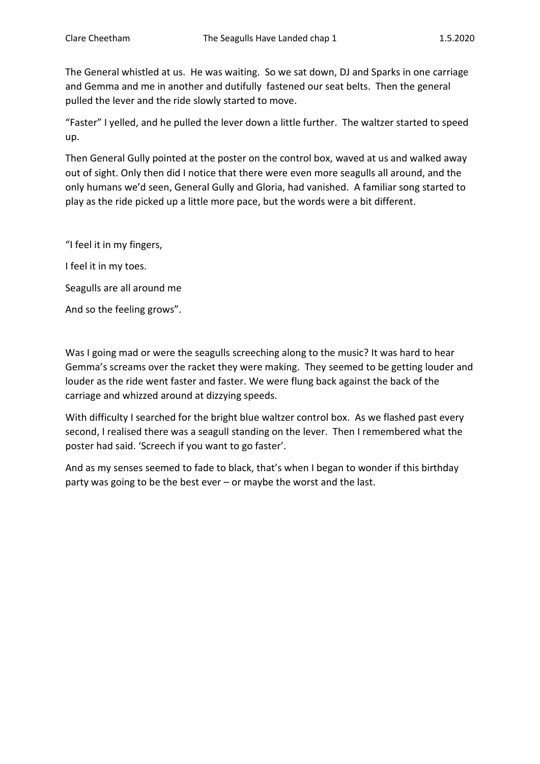The General whistled at us. He was waiting. So we sat down, DJ and Sparks in one carriage and Gemma and me in another and dutifully fastened our seat belts. Then the general pulled the lever and the ride slowly started to move.

"Faster" I yelled, and he pulled the lever down a little further. The waltzer started to speed up.

Then General Gully pointed at the poster on the control box, waved at us and walked away out of sight. Only then did I notice that there were even more seagulls all around, and the only humans we'd seen, General Gully and Gloria, had vanished. A familiar song started to play as the ride picked up a little more pace, but the words were a bit different.

"I feel it in my fingers,

I feel it in my toes.

Seagulls are all around me

And so the feeling grows".

Was I going mad or were the seagulls screeching along to the music? It was hard to hear Gemma's screams over the racket they were making. They seemed to be getting louder and louder as the ride went faster and faster. We were flung back against the back of the carriage and whizzed around at dizzying speeds.

With difficulty I searched for the bright blue waltzer control box. As we flashed past every second, I realised there was a seagull standing on the lever. Then I remembered what the poster had said. 'Screech if you want to go faster'.

And as my senses seemed to fade to black, that's when I began to wonder if this birthday party was going to be the best ever – or maybe the worst and the last.